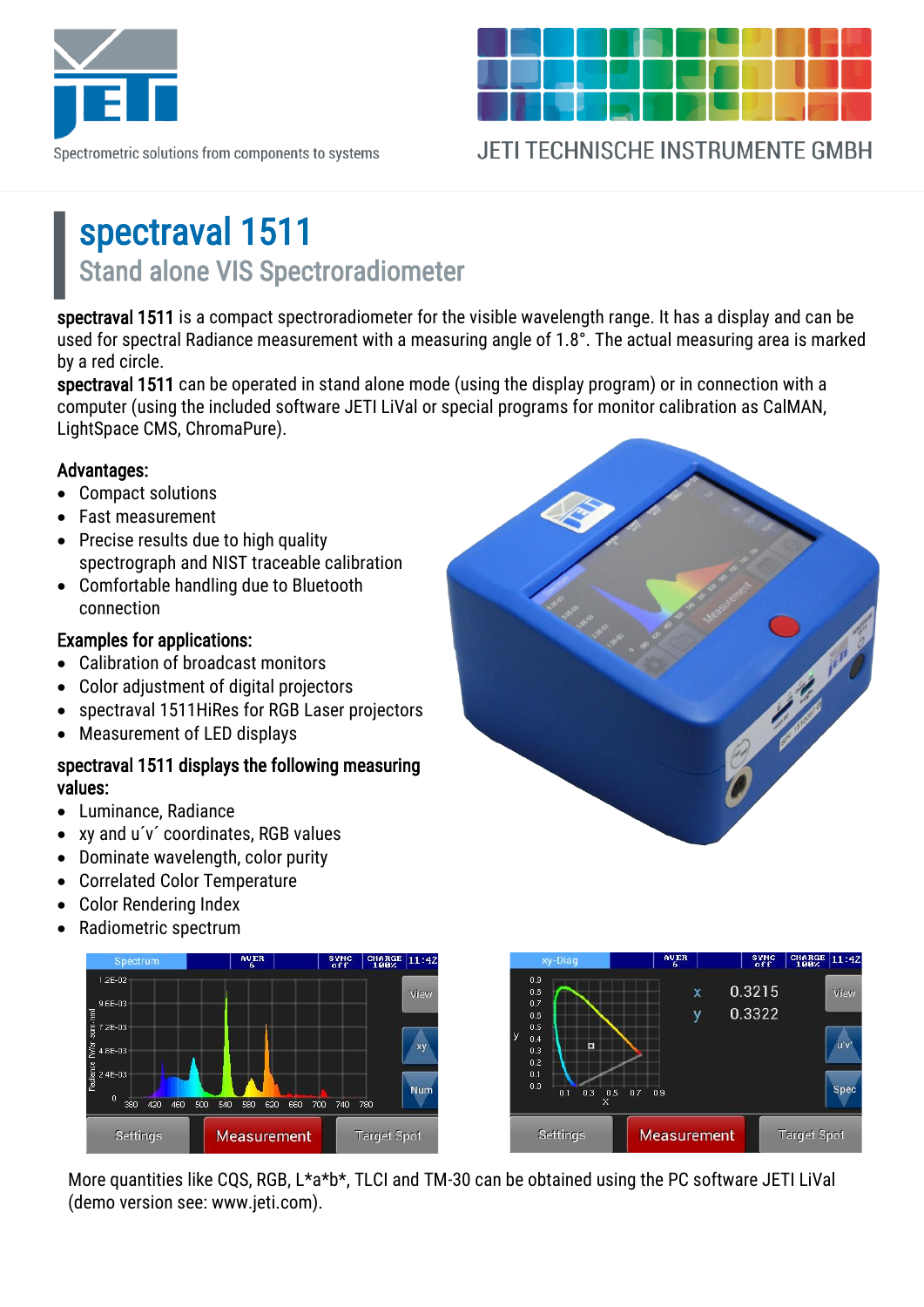# spectraval 1511

## Stand alone VIS Spectroradiometer

**spectraval 1511** is a compact spectroradiometer for the visible wavelength range. It has a display and can be used for spectral Radiance measurement with a measuring angle of 1.8°. The actual measuring area is marked by a red circle.

**spectraval 1511** can be operated in stand alone mode (using the display program) or in connection with a computer (using the included software JETI LiVal or special programs for monitor calibration as CalMAN, LightSpace CMS, ChromaPure).

### Advantages:

- Compact solutions
- Fast measurement
- Precise results due to high quality spectrograph and NIST traceable calibration
- Comfortable handling due to Bluetooth connection

### Examples for applications:

- Calibration of broadcast monitors
- Color adjustment of digital projectors
- spectraval 1511HiRes for RGB Laser projectors
- Measurement of LED displays

### spectraval 1511 displays the following measuring values:

- Luminance, Radiance
- xy and u´v´ coordinates, RGB values
- Dominate wavelength, color purity
- Correlated Color Temperature
- Color Rendering Index
- Radiometric spectrum

More quantities like CQS, RGB, L*a*b*, TLCI and TM-30 can be obtained using the PC software JETI LiVal (demo version see: www.jeti.com).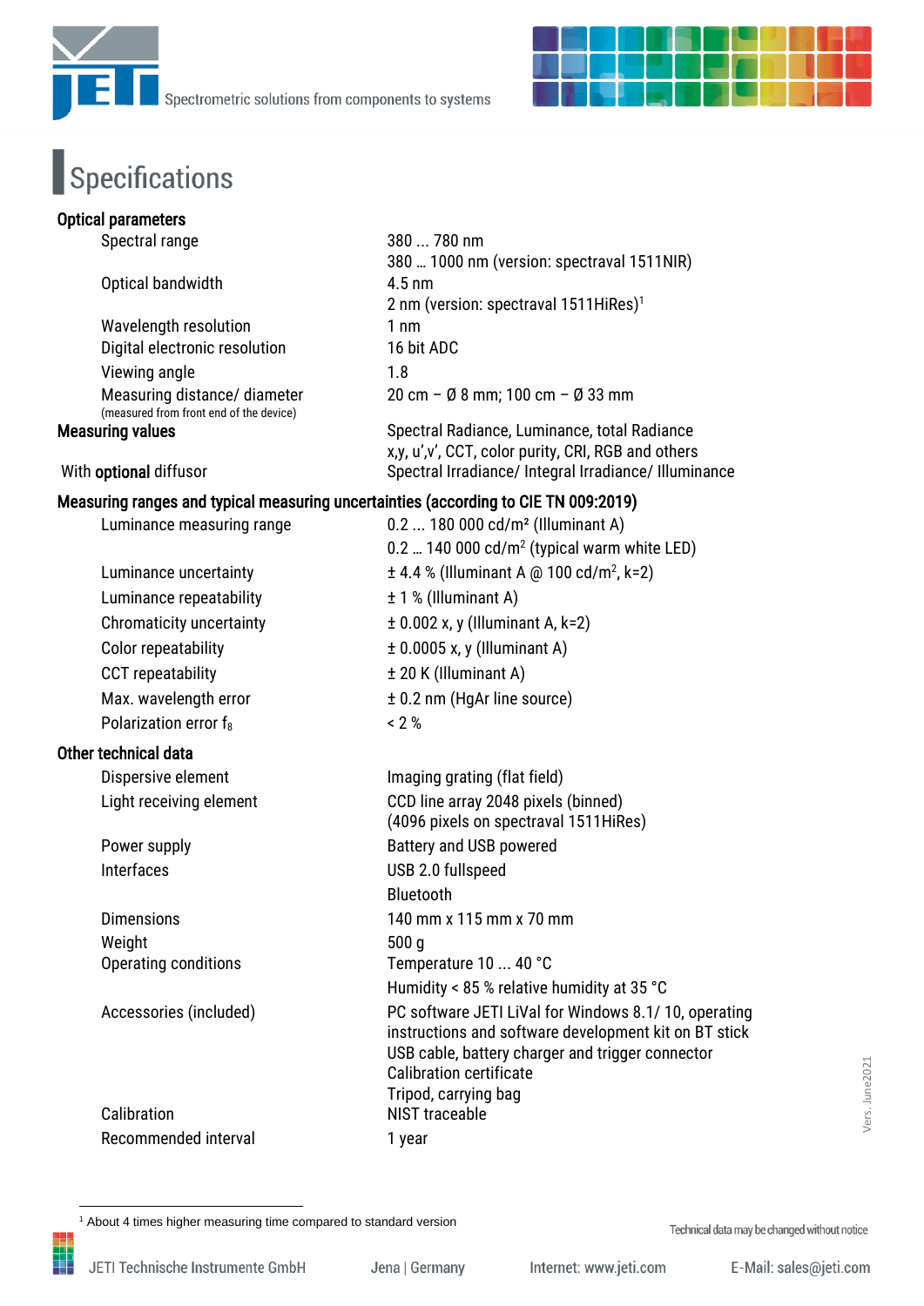# Specifications

## Optical parameters

| | |
|---|---|
| Spectral range | 380 ... 780 nm<br>380 … 1000 nm (version: spectraval 1511NIR) |
| Optical bandwidth | 4.5 nm<br>2 nm (version: spectraval 1511HiRes)[1] |
| Wavelength resolution | 1 nm |
| Digital electronic resolution | 16 bit ADC |
| Viewing angle | 1.8 |
| Measuring distance/ diameter (measured from front end of the device) | 20 cm – Ø 8 mm; 100 cm – Ø 33 mm |
| **Measuring values** | Spectral Radiance, Luminance, total Radiance<br>x,y, u',v', CCT, color purity, CRI, RGB and others |
| With **optional** diffusor | Spectral Irradiance/ Integral Irradiance/ Illuminance |

## Measuring ranges and typical measuring uncertainties (according to CIE TN 009:2019)

| | |
|---|---|
| Luminance measuring range | 0.2 ... 180 000 cd/m² (Illuminant A)<br>0.2 … 140 000 cd/m² (typical warm white LED) |
| Luminance uncertainty | ± 4.4 % (Illuminant A @ 100 cd/m², k=2) |
| Luminance repeatability | ± 1 % (Illuminant A) |
| Chromaticity uncertainty | ± 0.002 x, y (Illuminant A, k=2) |
| Color repeatability | ± 0.0005 x, y (Illuminant A) |
| CCT repeatability | ± 20 K (Illuminant A) |
| Max. wavelength error | ± 0.2 nm (HgAr line source) |
| Polarization error $f_8$ | < 2 % |

## Other technical data

| | |
|---|---|
| Dispersive element | Imaging grating (flat field) |
| Light receiving element | CCD line array 2048 pixels (binned)<br>(4096 pixels on spectraval 1511HiRes) |
| Power supply | Battery and USB powered |
| Interfaces | USB 2.0 fullspeed<br>Bluetooth |
| Dimensions | 140 mm x 115 mm x 70 mm |
| Weight | 500 g |
| Operating conditions | Temperature 10 ... 40 °C<br>Humidity < 85 % relative humidity at 35 °C |
| Accessories (included) | PC software JETI LiVal for Windows 8.1/ 10, operating instructions and software development kit on BT stick<br>USB cable, battery charger and trigger connector<br>Calibration certificate<br>Tripod, carrying bag |
| Calibration | NIST traceable |
| Recommended interval | 1 year |

[1] About 4 times higher measuring time compared to standard version

Technical data may be changed without notice

Vers. June2021